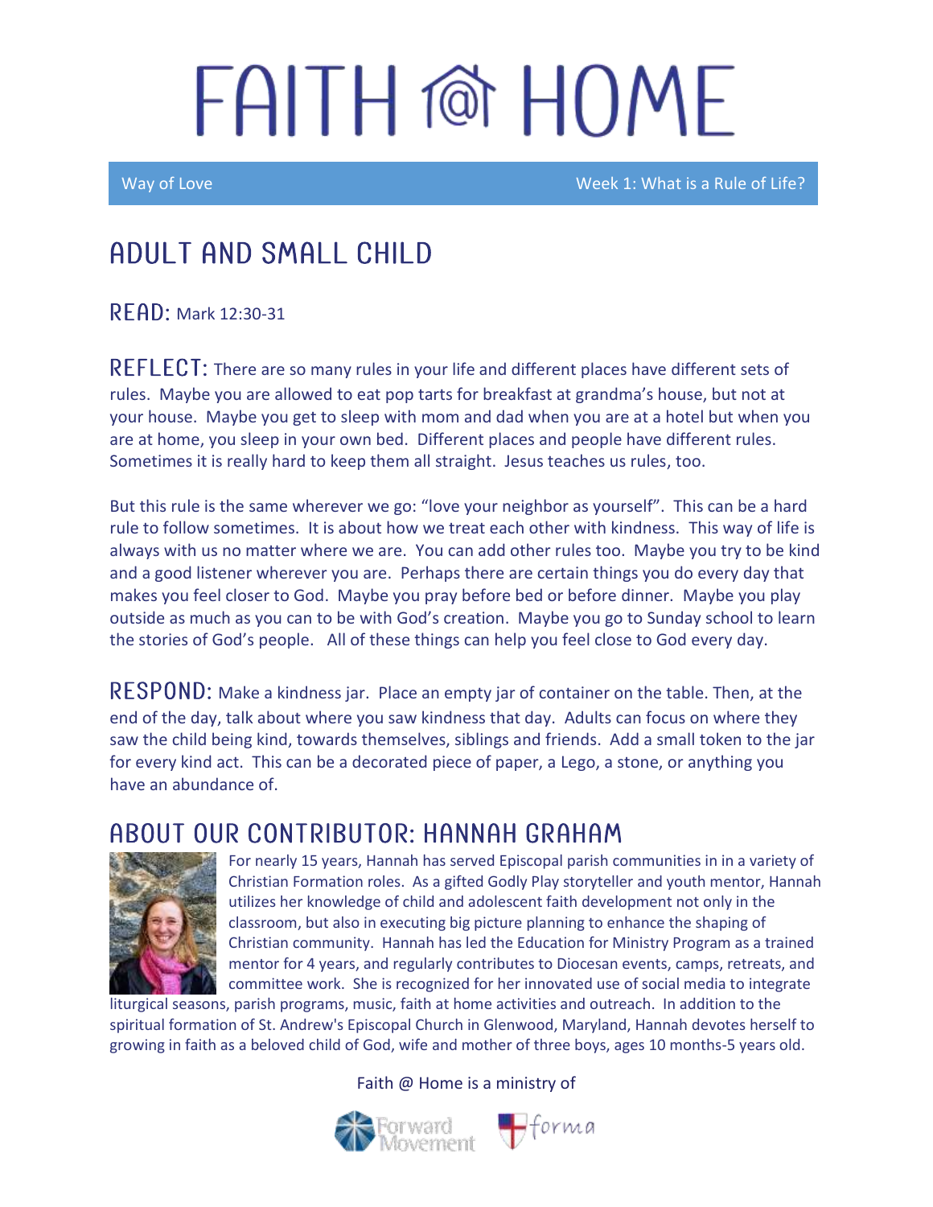# FAITH @ HOME

Way of Love — Week 1: What is a Rule of Life?

## ADULT AND SMALL CHILD

**READ:** Mark 12:30-31

**REFLECT:** There are so many rules in your life and different places have different sets of rules. Maybe you are allowed to eat pop tarts for breakfast at grandma's house, but not at your house. Maybe you get to sleep with mom and dad when you are at a hotel but when you are at home, you sleep in your own bed. Different places and people have different rules. Sometimes it is really hard to keep them all straight. Jesus teaches us rules, too.

But this rule is the same wherever we go: "love your neighbor as yourself". This can be a hard rule to follow sometimes. It is about how we treat each other with kindness. This way of life is always with us no matter where we are. You can add other rules too. Maybe you try to be kind and a good listener wherever you are. Perhaps there are certain things you do every day that makes you feel closer to God. Maybe you pray before bed or before dinner. Maybe you play outside as much as you can to be with God's creation. Maybe you go to Sunday school to learn the stories of God's people. All of these things can help you feel close to God every day.

**RESPOND:** Make a kindness jar. Place an empty jar of container on the table. Then, at the end of the day, talk about where you saw kindness that day. Adults can focus on where they saw the child being kind, towards themselves, siblings and friends. Add a small token to the jar for every kind act. This can be a decorated piece of paper, a Lego, a stone, or anything you have an abundance of.

## ABOUT OUR CONTRIBUTOR: HANNAH GRAHAM

For nearly 15 years, Hannah has served Episcopal parish communities in in a variety of Christian Formation roles. As a gifted Godly Play storyteller and youth mentor, Hannah utilizes her knowledge of child and adolescent faith development not only in the classroom, but also in executing big picture planning to enhance the shaping of Christian community. Hannah has led the Education for Ministry Program as a trained mentor for 4 years, and regularly contributes to Diocesan events, camps, retreats, and committee work. She is recognized for her innovated use of social media to integrate liturgical seasons, parish programs, music, faith at home activities and outreach. In addition to the spiritual formation of St. Andrew's Episcopal Church in Glenwood, Maryland, Hannah devotes herself to growing in faith as a beloved child of God, wife and mother of three boys, ages 10 months-5 years old.

Faith @ Home is a ministry of Forward Movement and forma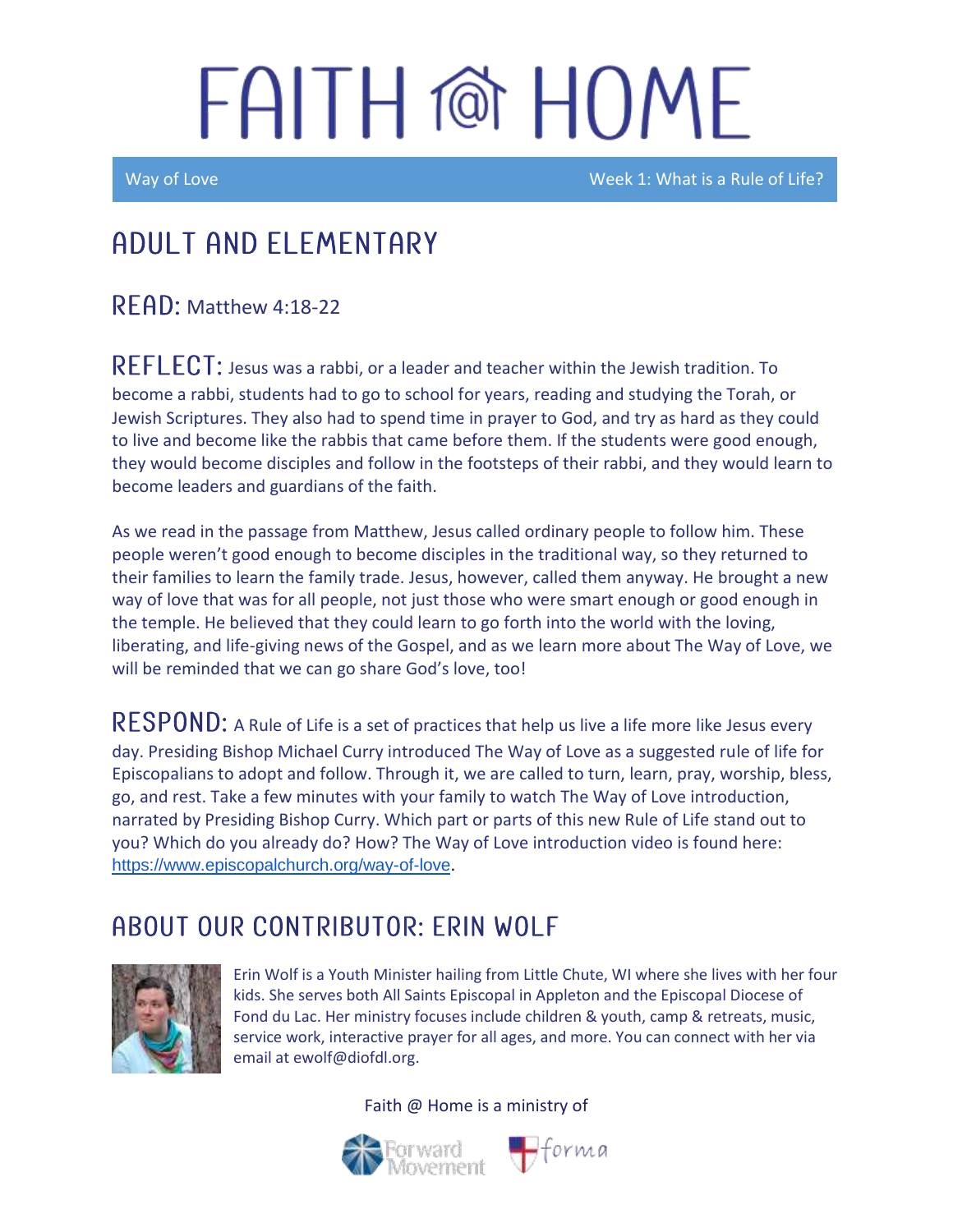# FAITH @ HOME

Way of Love | Week 1: What is a Rule of Life?

## ADULT AND ELEMENTARY

**READ:** Matthew 4:18-22

**REFLECT:** Jesus was a rabbi, or a leader and teacher within the Jewish tradition. To become a rabbi, students had to go to school for years, reading and studying the Torah, or Jewish Scriptures. They also had to spend time in prayer to God, and try as hard as they could to live and become like the rabbis that came before them. If the students were good enough, they would become disciples and follow in the footsteps of their rabbi, and they would learn to become leaders and guardians of the faith.

As we read in the passage from Matthew, Jesus called ordinary people to follow him. These people weren't good enough to become disciples in the traditional way, so they returned to their families to learn the family trade. Jesus, however, called them anyway. He brought a new way of love that was for all people, not just those who were smart enough or good enough in the temple. He believed that they could learn to go forth into the world with the loving, liberating, and life-giving news of the Gospel, and as we learn more about The Way of Love, we will be reminded that we can go share God's love, too!

**RESPOND:** A Rule of Life is a set of practices that help us live a life more like Jesus every day. Presiding Bishop Michael Curry introduced The Way of Love as a suggested rule of life for Episcopalians to adopt and follow. Through it, we are called to turn, learn, pray, worship, bless, go, and rest. Take a few minutes with your family to watch The Way of Love introduction, narrated by Presiding Bishop Curry. Which part or parts of this new Rule of Life stand out to you? Which do you already do? How? The Way of Love introduction video is found here: https://www.episcopalchurch.org/way-of-love.

## ABOUT OUR CONTRIBUTOR: ERIN WOLF

Erin Wolf is a Youth Minister hailing from Little Chute, WI where she lives with her four kids. She serves both All Saints Episcopal in Appleton and the Episcopal Diocese of Fond du Lac. Her ministry focuses include children & youth, camp & retreats, music, service work, interactive prayer for all ages, and more. You can connect with her via email at ewolf@diofdl.org.

Faith @ Home is a ministry of Forward Movement and forma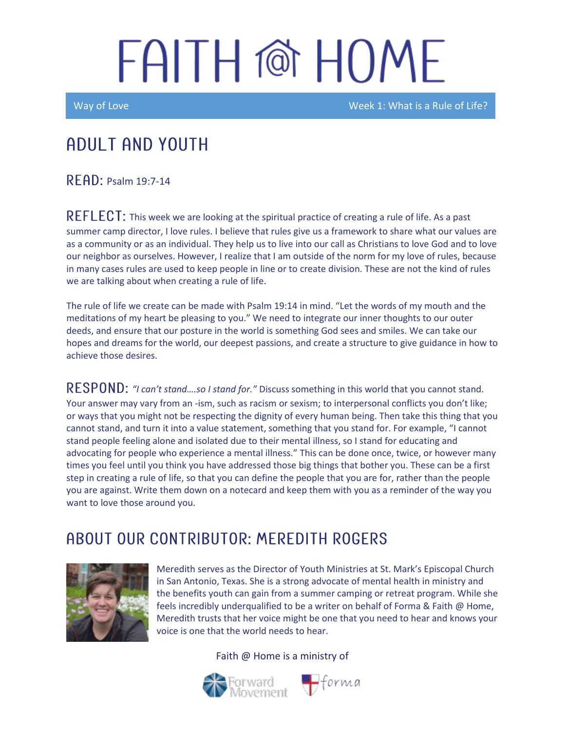# FAITH @ HOME

Way of Love — Week 1: What is a Rule of Life?

## ADULT AND YOUTH

**READ:** Psalm 19:7-14

**REFLECT:** This week we are looking at the spiritual practice of creating a rule of life. As a past summer camp director, I love rules. I believe that rules give us a framework to share what our values are as a community or as an individual. They help us to live into our call as Christians to love God and to love our neighbor as ourselves. However, I realize that I am outside of the norm for my love of rules, because in many cases rules are used to keep people in line or to create division. These are not the kind of rules we are talking about when creating a rule of life.

The rule of life we create can be made with Psalm 19:14 in mind. "Let the words of my mouth and the meditations of my heart be pleasing to you." We need to integrate our inner thoughts to our outer deeds, and ensure that our posture in the world is something God sees and smiles. We can take our hopes and dreams for the world, our deepest passions, and create a structure to give guidance in how to achieve those desires.

**RESPOND:** *"I can't stand….so I stand for."* Discuss something in this world that you cannot stand. Your answer may vary from an -ism, such as racism or sexism; to interpersonal conflicts you don't like; or ways that you might not be respecting the dignity of every human being. Then take this thing that you cannot stand, and turn it into a value statement, something that you stand for. For example, "I cannot stand people feeling alone and isolated due to their mental illness, so I stand for educating and advocating for people who experience a mental illness." This can be done once, twice, or however many times you feel until you think you have addressed those big things that bother you. These can be a first step in creating a rule of life, so that you can define the people that you are for, rather than the people you are against. Write them down on a notecard and keep them with you as a reminder of the way you want to love those around you.

## ABOUT OUR CONTRIBUTOR: MEREDITH ROGERS

Meredith serves as the Director of Youth Ministries at St. Mark's Episcopal Church in San Antonio, Texas. She is a strong advocate of mental health in ministry and the benefits youth can gain from a summer camping or retreat program. While she feels incredibly underqualified to be a writer on behalf of Forma & Faith @ Home, Meredith trusts that her voice might be one that you need to hear and knows your voice is one that the world needs to hear.

Faith @ Home is a ministry of Forward Movement and forma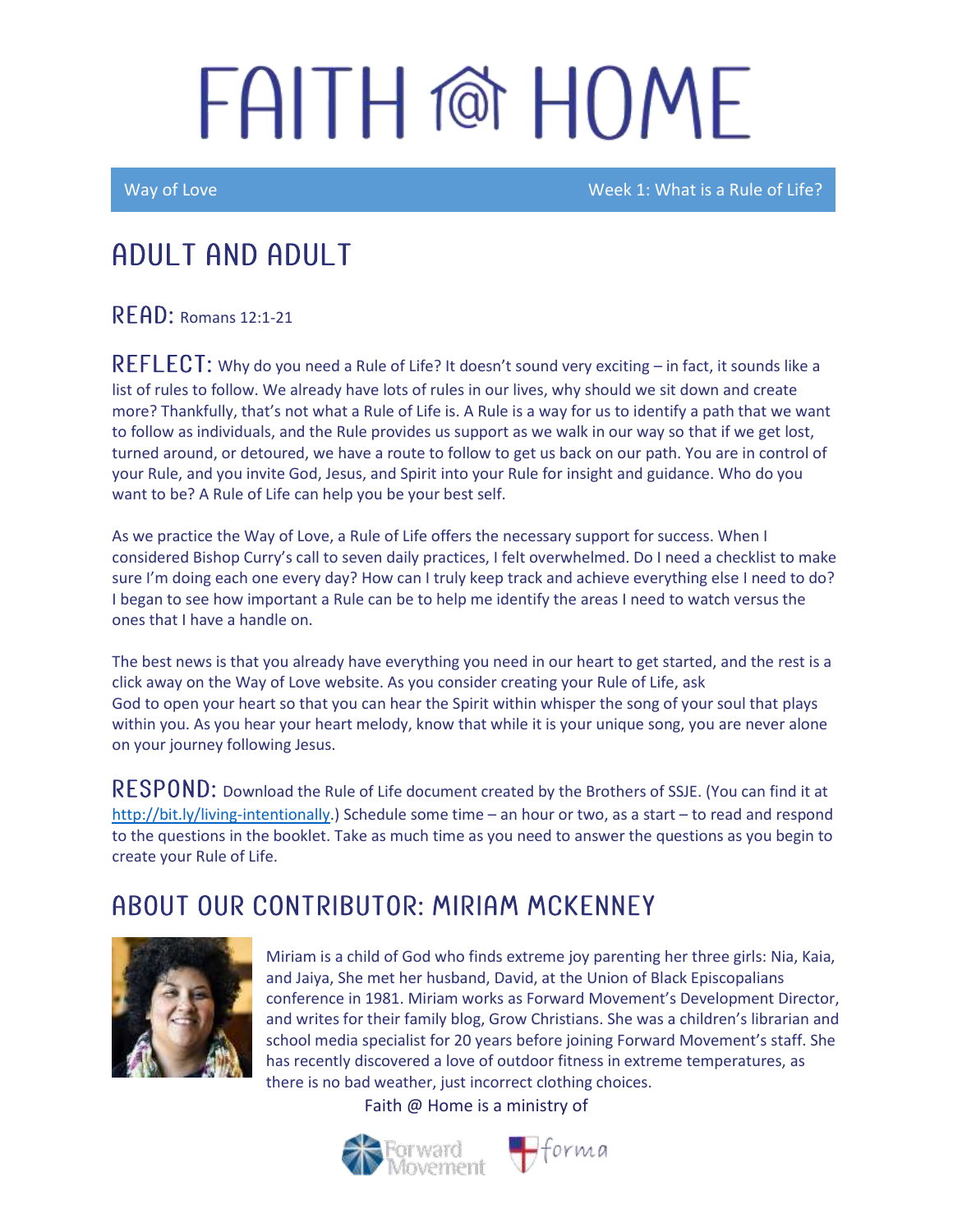# FAITH @ HOME

Way of Love | Week 1: What is a Rule of Life?

## ADULT AND ADULT

**READ:** Romans 12:1-21

**REFLECT:** Why do you need a Rule of Life? It doesn't sound very exciting – in fact, it sounds like a list of rules to follow. We already have lots of rules in our lives, why should we sit down and create more? Thankfully, that's not what a Rule of Life is. A Rule is a way for us to identify a path that we want to follow as individuals, and the Rule provides us support as we walk in our way so that if we get lost, turned around, or detoured, we have a route to follow to get us back on our path. You are in control of your Rule, and you invite God, Jesus, and Spirit into your Rule for insight and guidance. Who do you want to be? A Rule of Life can help you be your best self.

As we practice the Way of Love, a Rule of Life offers the necessary support for success. When I considered Bishop Curry's call to seven daily practices, I felt overwhelmed. Do I need a checklist to make sure I'm doing each one every day? How can I truly keep track and achieve everything else I need to do? I began to see how important a Rule can be to help me identify the areas I need to watch versus the ones that I have a handle on.

The best news is that you already have everything you need in our heart to get started, and the rest is a click away on the Way of Love website. As you consider creating your Rule of Life, ask God to open your heart so that you can hear the Spirit within whisper the song of your soul that plays within you. As you hear your heart melody, know that while it is your unique song, you are never alone on your journey following Jesus.

**RESPOND:** Download the Rule of Life document created by the Brothers of SSJE. (You can find it at http://bit.ly/living-intentionally.) Schedule some time – an hour or two, as a start – to read and respond to the questions in the booklet. Take as much time as you need to answer the questions as you begin to create your Rule of Life.

## ABOUT OUR CONTRIBUTOR: MIRIAM MCKENNEY

Miriam is a child of God who finds extreme joy parenting her three girls: Nia, Kaia, and Jaiya, She met her husband, David, at the Union of Black Episcopalians conference in 1981. Miriam works as Forward Movement's Development Director, and writes for their family blog, Grow Christians. She was a children's librarian and school media specialist for 20 years before joining Forward Movement's staff. She has recently discovered a love of outdoor fitness in extreme temperatures, as there is no bad weather, just incorrect clothing choices.

Faith @ Home is a ministry of

Forward Movement forma